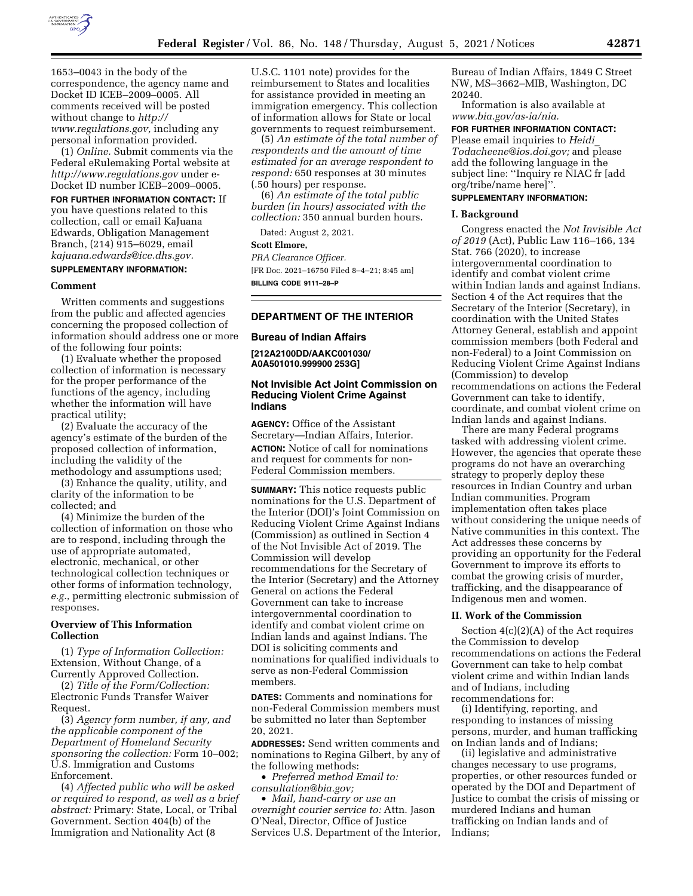1653–0043 in the body of the correspondence, the agency name and Docket ID ICEB–2009–0005. All comments received will be posted without change to *http://www.regulations.gov,* including any personal information provided.

(1) *Online.* Submit comments via the Federal eRulemaking Portal website at *http://www.regulations.gov* under e-Docket ID number ICEB–2009–0005.

**FOR FURTHER INFORMATION CONTACT:** If you have questions related to this collection, call or email KaJuana Edwards, Obligation Management Branch, (214) 915–6029, email *kajuana.edwards@ice.dhs.gov.*

**SUPPLEMENTARY INFORMATION:**

**Comment**

Written comments and suggestions from the public and affected agencies concerning the proposed collection of information should address one or more of the following four points:

(1) Evaluate whether the proposed collection of information is necessary for the proper performance of the functions of the agency, including whether the information will have practical utility;

(2) Evaluate the accuracy of the agency's estimate of the burden of the proposed collection of information, including the validity of the methodology and assumptions used;

(3) Enhance the quality, utility, and clarity of the information to be collected; and

(4) Minimize the burden of the collection of information on those who are to respond, including through the use of appropriate automated, electronic, mechanical, or other technological collection techniques or other forms of information technology, *e.g.,* permitting electronic submission of responses.

**Overview of This Information Collection**

(1) *Type of Information Collection:* Extension, Without Change, of a Currently Approved Collection.

(2) *Title of the Form/Collection:* Electronic Funds Transfer Waiver Request.

(3) *Agency form number, if any, and the applicable component of the Department of Homeland Security sponsoring the collection:* Form 10–002; U.S. Immigration and Customs Enforcement.

(4) *Affected public who will be asked or required to respond, as well as a brief abstract:* Primary: State, Local, or Tribal Government. Section 404(b) of the Immigration and Nationality Act (8 U.S.C. 1101 note) provides for the reimbursement to States and localities for assistance provided in meeting an immigration emergency. This collection of information allows for State or local governments to request reimbursement.

(5) *An estimate of the total number of respondents and the amount of time estimated for an average respondent to respond:* 650 responses at 30 minutes (.50 hours) per response.

(6) *An estimate of the total public burden (in hours) associated with the collection:* 350 annual burden hours.

Dated: August 2, 2021.

**Scott Elmore,**

*PRA Clearance Officer.*

[FR Doc. 2021–16750 Filed 8–4–21; 8:45 am]

**BILLING CODE 9111–28–P**

## DEPARTMENT OF THE INTERIOR

### Bureau of Indian Affairs

**[212A2100DD/AAKC001030/A0A501010.999900 253G]**

### Not Invisible Act Joint Commission on Reducing Violent Crime Against Indians

**AGENCY:** Office of the Assistant Secretary—Indian Affairs, Interior.

**ACTION:** Notice of call for nominations and request for comments for non-Federal Commission members.

**SUMMARY:** This notice requests public nominations for the U.S. Department of the Interior (DOI)'s Joint Commission on Reducing Violent Crime Against Indians (Commission) as outlined in Section 4 of the Not Invisible Act of 2019. The Commission will develop recommendations for the Secretary of the Interior (Secretary) and the Attorney General on actions the Federal Government can take to increase intergovernmental coordination to identify and combat violent crime on Indian lands and against Indians. The DOI is soliciting comments and nominations for qualified individuals to serve as non-Federal Commission members.

**DATES:** Comments and nominations for non-Federal Commission members must be submitted no later than September 20, 2021.

**ADDRESSES:** Send written comments and nominations to Regina Gilbert, by any of the following methods:

- *Preferred method Email to: consultation@bia.gov;*
- *Mail, hand-carry or use an overnight courier service to:* Attn. Jason O'Neal, Director, Office of Justice Services U.S. Department of the Interior, Bureau of Indian Affairs, 1849 C Street NW, MS–3662–MIB, Washington, DC 20240.

Information is also available at *www.bia.gov/as-ia/nia.*

**FOR FURTHER INFORMATION CONTACT:** Please email inquiries to *Heidi_Todacheene@ios.doi.gov;* and please add the following language in the subject line: ''Inquiry re NIAC fr [add org/tribe/name here]''.

**SUPPLEMENTARY INFORMATION:**

**I. Background**

Congress enacted the *Not Invisible Act of 2019* (Act), Public Law 116–166, 134 Stat. 766 (2020), to increase intergovernmental coordination to identify and combat violent crime within Indian lands and against Indians. Section 4 of the Act requires that the Secretary of the Interior (Secretary), in coordination with the United States Attorney General, establish and appoint commission members (both Federal and non-Federal) to a Joint Commission on Reducing Violent Crime Against Indians (Commission) to develop recommendations on actions the Federal Government can take to identify, coordinate, and combat violent crime on Indian lands and against Indians.

There are many Federal programs tasked with addressing violent crime. However, the agencies that operate these programs do not have an overarching strategy to properly deploy these resources in Indian Country and urban Indian communities. Program implementation often takes place without considering the unique needs of Native communities in this context. The Act addresses these concerns by providing an opportunity for the Federal Government to improve its efforts to combat the growing crisis of murder, trafficking, and the disappearance of Indigenous men and women.

**II. Work of the Commission**

Section 4(c)(2)(A) of the Act requires the Commission to develop recommendations on actions the Federal Government can take to help combat violent crime and within Indian lands and of Indians, including recommendations for:

(i) Identifying, reporting, and responding to instances of missing persons, murder, and human trafficking on Indian lands and of Indians;

(ii) legislative and administrative changes necessary to use programs, properties, or other resources funded or operated by the DOI and Department of Justice to combat the crisis of missing or murdered Indians and human trafficking on Indian lands and of Indians;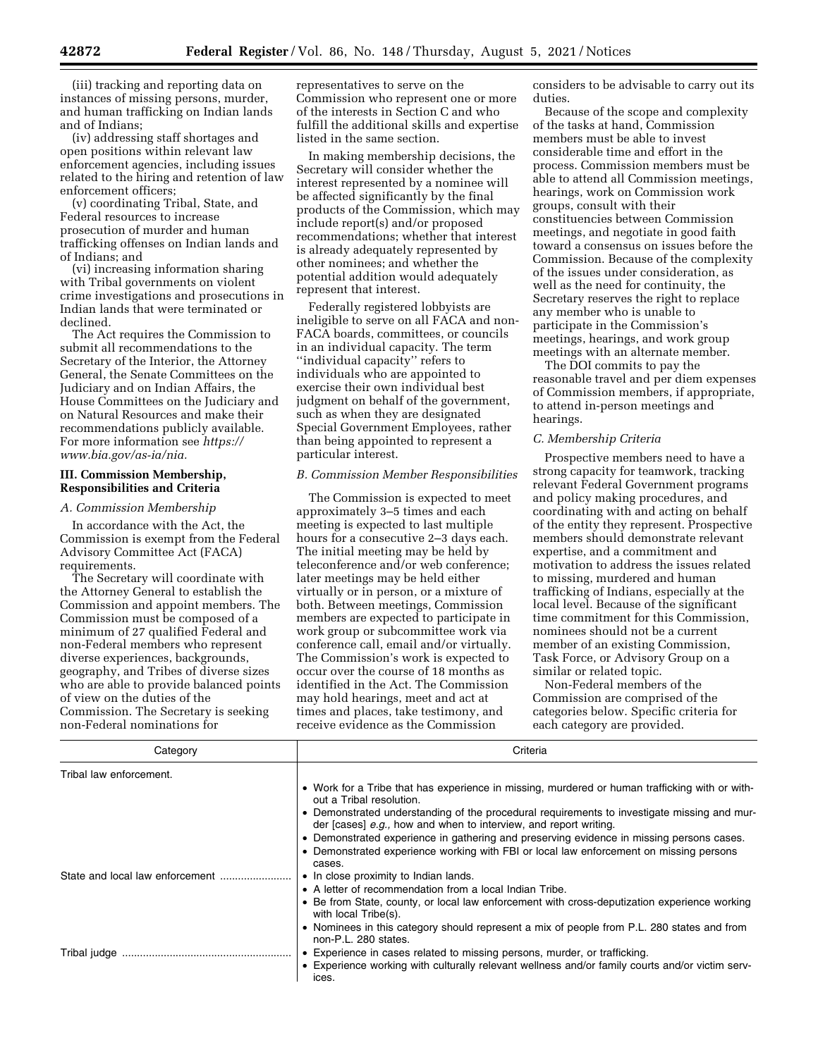(iii) tracking and reporting data on instances of missing persons, murder, and human trafficking on Indian lands and of Indians;

(iv) addressing staff shortages and open positions within relevant law enforcement agencies, including issues related to the hiring and retention of law enforcement officers;

(v) coordinating Tribal, State, and Federal resources to increase prosecution of murder and human trafficking offenses on Indian lands and of Indians; and

(vi) increasing information sharing with Tribal governments on violent crime investigations and prosecutions in Indian lands that were terminated or declined.

The Act requires the Commission to submit all recommendations to the Secretary of the Interior, the Attorney General, the Senate Committees on the Judiciary and on Indian Affairs, the House Committees on the Judiciary and on Natural Resources and make their recommendations publicly available. For more information see *https://www.bia.gov/as-ia/nia.*

## III. Commission Membership, Responsibilities and Criteria

### *A. Commission Membership*

In accordance with the Act, the Commission is exempt from the Federal Advisory Committee Act (FACA) requirements.

The Secretary will coordinate with the Attorney General to establish the Commission and appoint members. The Commission must be composed of a minimum of 27 qualified Federal and non-Federal members who represent diverse experiences, backgrounds, geography, and Tribes of diverse sizes who are able to provide balanced points of view on the duties of the Commission. The Secretary is seeking non-Federal nominations for representatives to serve on the Commission who represent one or more of the interests in Section C and who fulfill the additional skills and expertise listed in the same section.

In making membership decisions, the Secretary will consider whether the interest represented by a nominee will be affected significantly by the final products of the Commission, which may include report(s) and/or proposed recommendations; whether that interest is already adequately represented by other nominees; and whether the potential addition would adequately represent that interest.

Federally registered lobbyists are ineligible to serve on all FACA and non-FACA boards, committees, or councils in an individual capacity. The term ''individual capacity'' refers to individuals who are appointed to exercise their own individual best judgment on behalf of the government, such as when they are designated Special Government Employees, rather than being appointed to represent a particular interest.

### *B. Commission Member Responsibilities*

The Commission is expected to meet approximately 3–5 times and each meeting is expected to last multiple hours for a consecutive 2–3 days each. The initial meeting may be held by teleconference and/or web conference; later meetings may be held either virtually or in person, or a mixture of both. Between meetings, Commission members are expected to participate in work group or subcommittee work via conference call, email and/or virtually. The Commission's work is expected to occur over the course of 18 months as identified in the Act. The Commission may hold hearings, meet and act at times and places, take testimony, and receive evidence as the Commission considers to be advisable to carry out its duties.

Because of the scope and complexity of the tasks at hand, Commission members must be able to invest considerable time and effort in the process. Commission members must be able to attend all Commission meetings, hearings, work on Commission work groups, consult with their constituencies between Commission meetings, and negotiate in good faith toward a consensus on issues before the Commission. Because of the complexity of the issues under consideration, as well as the need for continuity, the Secretary reserves the right to replace any member who is unable to participate in the Commission's meetings, hearings, and work group meetings with an alternate member.

The DOI commits to pay the reasonable travel and per diem expenses of Commission members, if appropriate, to attend in-person meetings and hearings.

### *C. Membership Criteria*

Prospective members need to have a strong capacity for teamwork, tracking relevant Federal Government programs and policy making procedures, and coordinating with and acting on behalf of the entity they represent. Prospective members should demonstrate relevant expertise, and a commitment and motivation to address the issues related to missing, murdered and human trafficking of Indians, especially at the local level. Because of the significant time commitment for this Commission, nominees should not be a current member of an existing Commission, Task Force, or Advisory Group on a similar or related topic.

Non-Federal members of the Commission are comprised of the categories below. Specific criteria for each category are provided.

| Category | Criteria |
|---|---|
| Tribal law enforcement. | • Work for a Tribe that has experience in missing, murdered or human trafficking with or without a Tribal resolution.<br>• Demonstrated understanding of the procedural requirements to investigate missing and murder [cases] *e.g.,* how and when to interview, and report writing.<br>• Demonstrated experience in gathering and preserving evidence in missing persons cases.<br>• Demonstrated experience working with FBI or local law enforcement on missing persons cases. |
| State and local law enforcement | • In close proximity to Indian lands.<br>• A letter of recommendation from a local Indian Tribe.<br>• Be from State, county, or local law enforcement with cross-deputization experience working with local Tribe(s).<br>• Nominees in this category should represent a mix of people from P.L. 280 states and from non-P.L. 280 states. |
| Tribal judge | • Experience in cases related to missing persons, murder, or trafficking.<br>• Experience working with culturally relevant wellness and/or family courts and/or victim services. |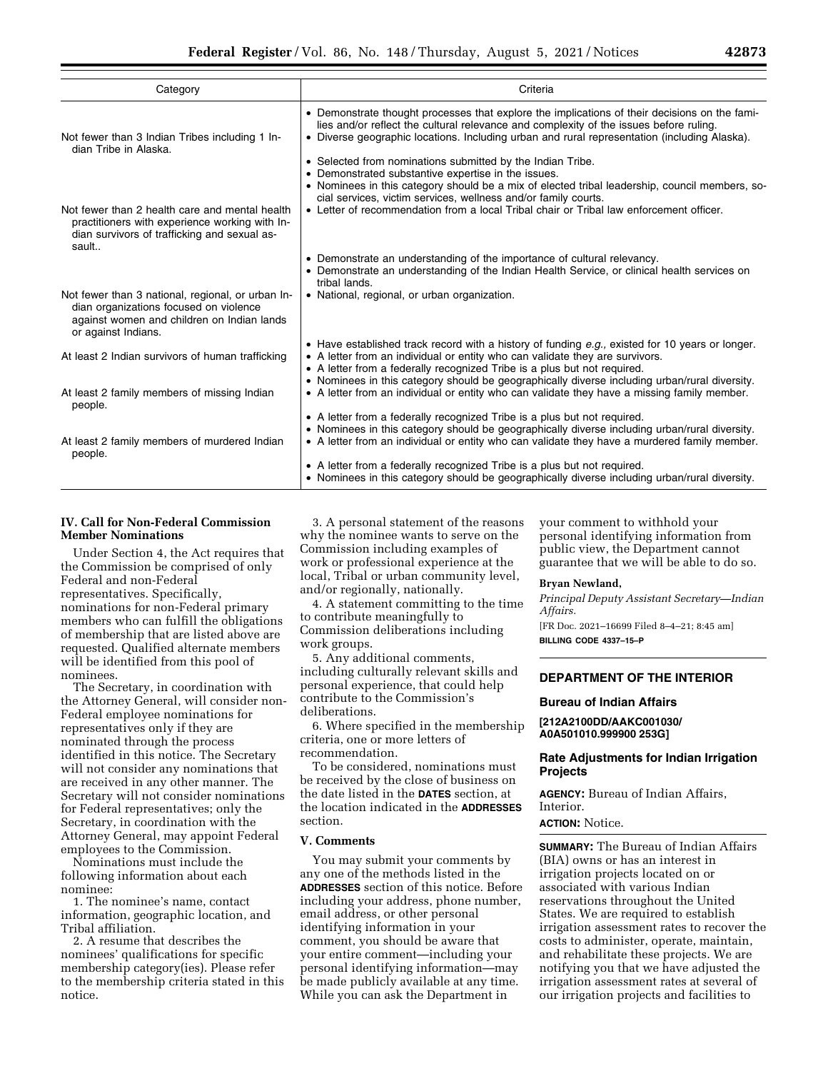| Category | Criteria |
| --- | --- |
| Not fewer than 3 Indian Tribes including 1 Indian Tribe in Alaska. | • Demonstrate thought processes that explore the implications of their decisions on the families and/or reflect the cultural relevance and complexity of the issues before ruling. • Diverse geographic locations. Including urban and rural representation (including Alaska). • Selected from nominations submitted by the Indian Tribe. • Demonstrated substantive expertise in the issues. • Nominees in this category should be a mix of elected tribal leadership, council members, social services, victim services, wellness and/or family courts. |
| Not fewer than 2 health care and mental health practitioners with experience working with Indian survivors of trafficking and sexual assault.. | • Letter of recommendation from a local Tribal chair or Tribal law enforcement officer. • Demonstrate an understanding of the importance of cultural relevancy. • Demonstrate an understanding of the Indian Health Service, or clinical health services on tribal lands. |
| Not fewer than 3 national, regional, or urban Indian organizations focused on violence against women and children on Indian lands or against Indians. | • National, regional, or urban organization. • Have established track record with a history of funding *e.g.,* existed for 10 years or longer. |
| At least 2 Indian survivors of human trafficking | • A letter from an individual or entity who can validate they are survivors. • A letter from a federally recognized Tribe is a plus but not required. • Nominees in this category should be geographically diverse including urban/rural diversity. |
| At least 2 family members of missing Indian people. | • A letter from an individual or entity who can validate they have a missing family member. • A letter from a federally recognized Tribe is a plus but not required. • Nominees in this category should be geographically diverse including urban/rural diversity. |
| At least 2 family members of murdered Indian people. | • A letter from an individual or entity who can validate they have a murdered family member. • A letter from a federally recognized Tribe is a plus but not required. • Nominees in this category should be geographically diverse including urban/rural diversity. |

## IV. Call for Non-Federal Commission Member Nominations

Under Section 4, the Act requires that the Commission be comprised of only Federal and non-Federal representatives. Specifically, nominations for non-Federal primary members who can fulfill the obligations of membership that are listed above are requested. Qualified alternate members will be identified from this pool of nominees.

The Secretary, in coordination with the Attorney General, will consider non-Federal employee nominations for representatives only if they are nominated through the process identified in this notice. The Secretary will not consider any nominations that are received in any other manner. The Secretary will not consider nominations for Federal representatives; only the Secretary, in coordination with the Attorney General, may appoint Federal employees to the Commission.

Nominations must include the following information about each nominee:

1. The nominee's name, contact information, geographic location, and Tribal affiliation.

2. A resume that describes the nominees' qualifications for specific membership category(ies). Please refer to the membership criteria stated in this notice.

3. A personal statement of the reasons why the nominee wants to serve on the Commission including examples of work or professional experience at the local, Tribal or urban community level, and/or regionally, nationally.

4. A statement committing to the time to contribute meaningfully to Commission deliberations including work groups.

5. Any additional comments, including culturally relevant skills and personal experience, that could help contribute to the Commission's deliberations.

6. Where specified in the membership criteria, one or more letters of recommendation.

To be considered, nominations must be received by the close of business on the date listed in the **DATES** section, at the location indicated in the **ADDRESSES** section.

## V. Comments

You may submit your comments by any one of the methods listed in the **ADDRESSES** section of this notice. Before including your address, phone number, email address, or other personal identifying information in your comment, you should be aware that your entire comment—including your personal identifying information—may be made publicly available at any time. While you can ask the Department in your comment to withhold your personal identifying information from public view, the Department cannot guarantee that we will be able to do so.

**Bryan Newland,**

*Principal Deputy Assistant Secretary—Indian Affairs.*

[FR Doc. 2021–16699 Filed 8–4–21; 8:45 am]

**BILLING CODE 4337–15–P**

## DEPARTMENT OF THE INTERIOR

### Bureau of Indian Affairs

**[212A2100DD/AAKC001030/A0A501010.999900 253G]**

### Rate Adjustments for Indian Irrigation Projects

**AGENCY:** Bureau of Indian Affairs, Interior.

**ACTION:** Notice.

**SUMMARY:** The Bureau of Indian Affairs (BIA) owns or has an interest in irrigation projects located on or associated with various Indian reservations throughout the United States. We are required to establish irrigation assessment rates to recover the costs to administer, operate, maintain, and rehabilitate these projects. We are notifying you that we have adjusted the irrigation assessment rates at several of our irrigation projects and facilities to